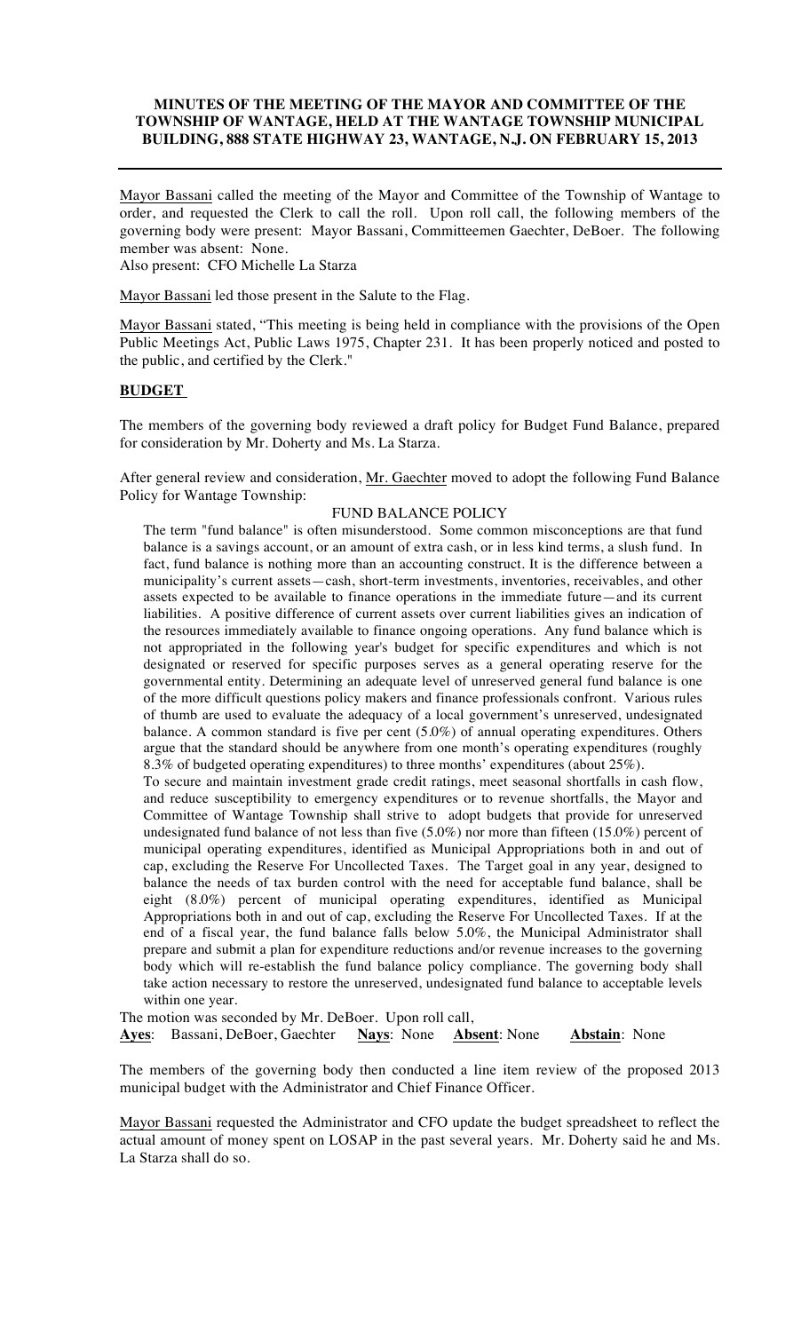**MINUTES OF THE MEETING OF THE MAYOR AND COMMITTEE OF THE TOWNSHIP OF WANTAGE, HELD AT THE WANTAGE TOWNSHIP MUNICIPAL BUILDING, 888 STATE HIGHWAY 23, WANTAGE, N.J. ON FEBRUARY 15, 2013**

---

Mayor Bassani called the meeting of the Mayor and Committee of the Township of Wantage to order, and requested the Clerk to call the roll. Upon roll call, the following members of the governing body were present: Mayor Bassani, Committeemen Gaechter, DeBoer. The following member was absent: None.
Also present: CFO Michelle La Starza

Mayor Bassani led those present in the Salute to the Flag.

Mayor Bassani stated, "This meeting is being held in compliance with the provisions of the Open Public Meetings Act, Public Laws 1975, Chapter 231. It has been properly noticed and posted to the public, and certified by the Clerk."

**BUDGET**

The members of the governing body reviewed a draft policy for Budget Fund Balance, prepared for consideration by Mr. Doherty and Ms. La Starza.

After general review and consideration, Mr. Gaechter moved to adopt the following Fund Balance Policy for Wantage Township:

FUND BALANCE POLICY

The term "fund balance" is often misunderstood. Some common misconceptions are that fund balance is a savings account, or an amount of extra cash, or in less kind terms, a slush fund. In fact, fund balance is nothing more than an accounting construct. It is the difference between a municipality's current assets—cash, short-term investments, inventories, receivables, and other assets expected to be available to finance operations in the immediate future—and its current liabilities. A positive difference of current assets over current liabilities gives an indication of the resources immediately available to finance ongoing operations. Any fund balance which is not appropriated in the following year's budget for specific expenditures and which is not designated or reserved for specific purposes serves as a general operating reserve for the governmental entity. Determining an adequate level of unreserved general fund balance is one of the more difficult questions policy makers and finance professionals confront. Various rules of thumb are used to evaluate the adequacy of a local government's unreserved, undesignated balance. A common standard is five per cent (5.0%) of annual operating expenditures. Others argue that the standard should be anywhere from one month's operating expenditures (roughly 8.3% of budgeted operating expenditures) to three months' expenditures (about 25%).

To secure and maintain investment grade credit ratings, meet seasonal shortfalls in cash flow, and reduce susceptibility to emergency expenditures or to revenue shortfalls, the Mayor and Committee of Wantage Township shall strive to adopt budgets that provide for unreserved undesignated fund balance of not less than five (5.0%) nor more than fifteen (15.0%) percent of municipal operating expenditures, identified as Municipal Appropriations both in and out of cap, excluding the Reserve For Uncollected Taxes. The Target goal in any year, designed to balance the needs of tax burden control with the need for acceptable fund balance, shall be eight (8.0%) percent of municipal operating expenditures, identified as Municipal Appropriations both in and out of cap, excluding the Reserve For Uncollected Taxes. If at the end of a fiscal year, the fund balance falls below 5.0%, the Municipal Administrator shall prepare and submit a plan for expenditure reductions and/or revenue increases to the governing body which will re-establish the fund balance policy compliance. The governing body shall take action necessary to restore the unreserved, undesignated fund balance to acceptable levels within one year.

The motion was seconded by Mr. DeBoer. Upon roll call,
**Ayes**: Bassani, DeBoer, Gaechter **Nays**: None **Absent**: None **Abstain**: None

The members of the governing body then conducted a line item review of the proposed 2013 municipal budget with the Administrator and Chief Finance Officer.

Mayor Bassani requested the Administrator and CFO update the budget spreadsheet to reflect the actual amount of money spent on LOSAP in the past several years. Mr. Doherty said he and Ms. La Starza shall do so.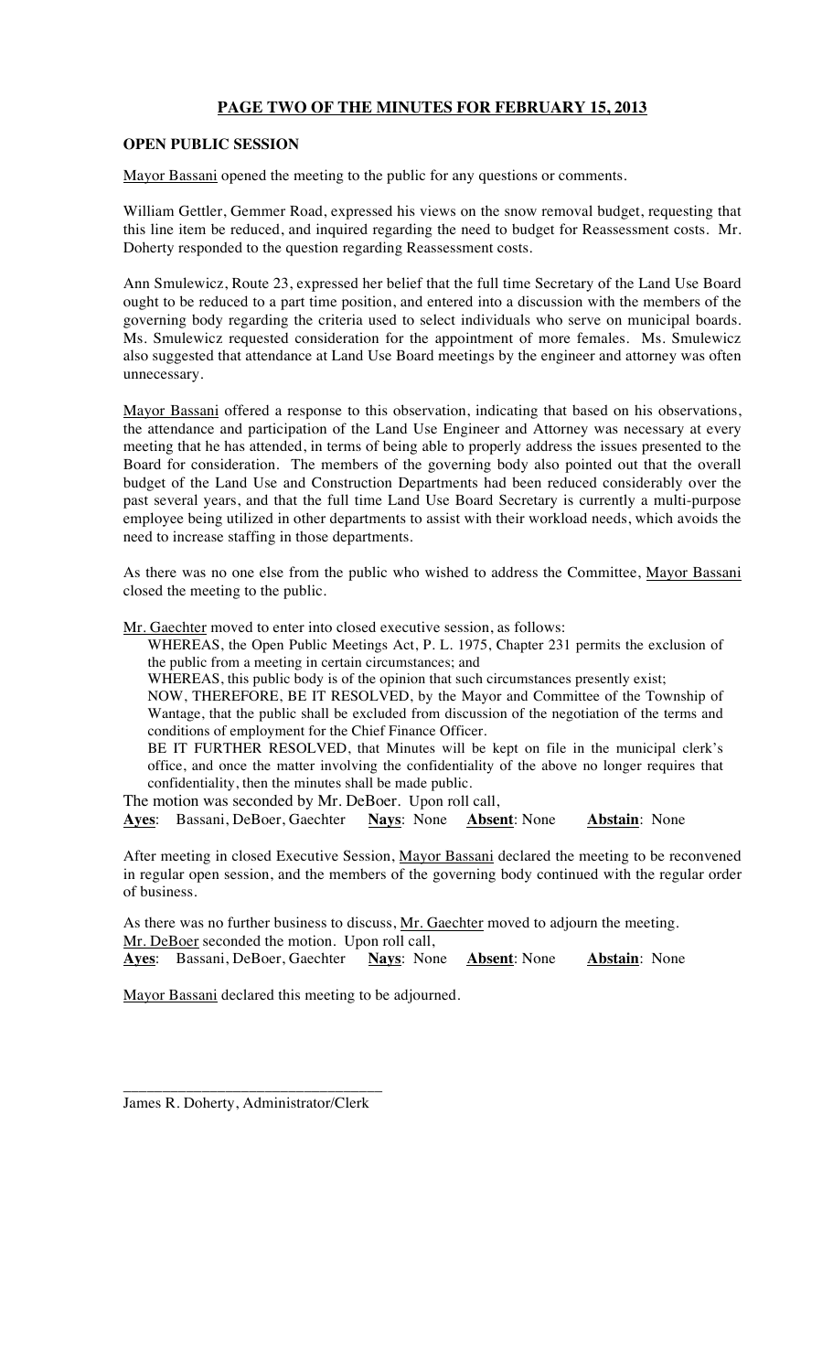# PAGE TWO OF THE MINUTES FOR FEBRUARY 15, 2013

## OPEN PUBLIC SESSION

Mayor Bassani opened the meeting to the public for any questions or comments.

William Gettler, Gemmer Road, expressed his views on the snow removal budget, requesting that this line item be reduced, and inquired regarding the need to budget for Reassessment costs. Mr. Doherty responded to the question regarding Reassessment costs.

Ann Smulewicz, Route 23, expressed her belief that the full time Secretary of the Land Use Board ought to be reduced to a part time position, and entered into a discussion with the members of the governing body regarding the criteria used to select individuals who serve on municipal boards. Ms. Smulewicz requested consideration for the appointment of more females. Ms. Smulewicz also suggested that attendance at Land Use Board meetings by the engineer and attorney was often unnecessary.

Mayor Bassani offered a response to this observation, indicating that based on his observations, the attendance and participation of the Land Use Engineer and Attorney was necessary at every meeting that he has attended, in terms of being able to properly address the issues presented to the Board for consideration. The members of the governing body also pointed out that the overall budget of the Land Use and Construction Departments had been reduced considerably over the past several years, and that the full time Land Use Board Secretary is currently a multi-purpose employee being utilized in other departments to assist with their workload needs, which avoids the need to increase staffing in those departments.

As there was no one else from the public who wished to address the Committee, Mayor Bassani closed the meeting to the public.

Mr. Gaechter moved to enter into closed executive session, as follows:

> WHEREAS, the Open Public Meetings Act, P. L. 1975, Chapter 231 permits the exclusion of the public from a meeting in certain circumstances; and
>
> WHEREAS, this public body is of the opinion that such circumstances presently exist;
>
> NOW, THEREFORE, BE IT RESOLVED, by the Mayor and Committee of the Township of Wantage, that the public shall be excluded from discussion of the negotiation of the terms and conditions of employment for the Chief Finance Officer.
>
> BE IT FURTHER RESOLVED, that Minutes will be kept on file in the municipal clerk's office, and once the matter involving the confidentiality of the above no longer requires that confidentiality, then the minutes shall be made public.

The motion was seconded by Mr. DeBoer. Upon roll call,

**Ayes**: Bassani, DeBoer, Gaechter **Nays**: None **Absent**: None **Abstain**: None

After meeting in closed Executive Session, Mayor Bassani declared the meeting to be reconvened in regular open session, and the members of the governing body continued with the regular order of business.

As there was no further business to discuss, Mr. Gaechter moved to adjourn the meeting. Mr. DeBoer seconded the motion. Upon roll call,

**Ayes**: Bassani, DeBoer, Gaechter **Nays**: None **Absent**: None **Abstain**: None

Mayor Bassani declared this meeting to be adjourned.

\_\_\_\_\_\_\_\_\_\_\_\_\_\_\_\_\_\_\_\_\_\_\_\_\_\_\_\_\_\_\_\_

James R. Doherty, Administrator/Clerk